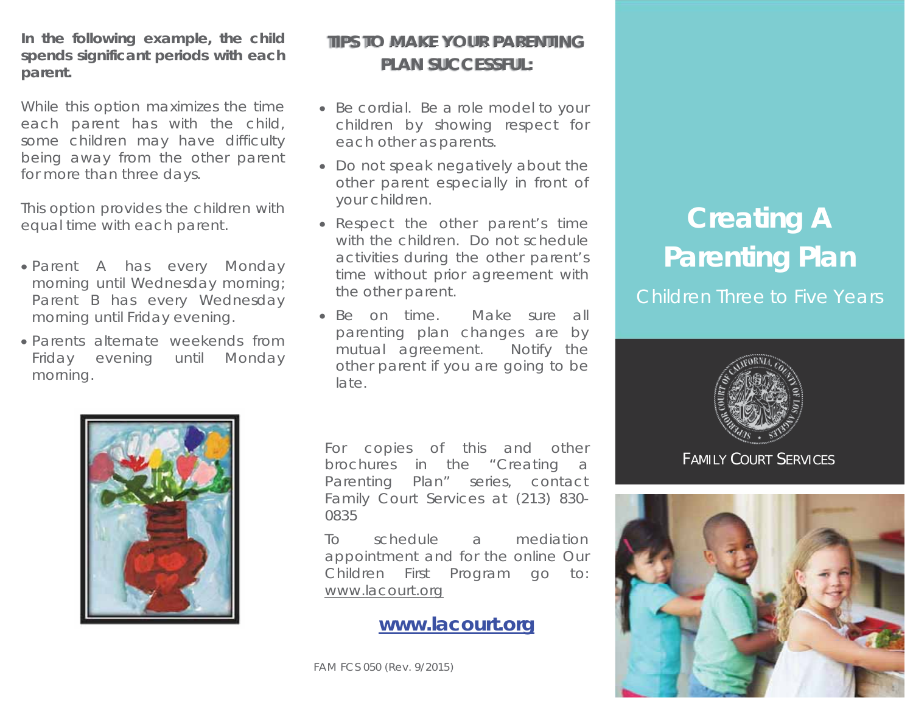**In the following example, the child spends significant periods with each parent.**

While this option maximizes the time each parent has with the child, some children may have difficulty being away from the other parent for more than three days.

This option provides the children with equal time with each parent.

- Parent A has every Monday morning until Wednesday morning; Parent B has every Wednesday morning until Friday evening.
- Parents alternate weekends from Friday evening until Monday morning.

## TIPS TO MAKE YOUR PARENTING PLAN SUCCESSFUL:

- Be cordial. Be a role model to your children by showing respect for each other as parents.
- Do not speak negatively about the other parent especially in front of your children.
- Respect the other parent's time with the children. Do not schedule activities during the other parent's time without prior agreement with the other parent.
- Be on time. Make sure all parenting plan changes are by mutual agreement. Notify the other parent if you are going to be late.

For copies of this and other brochures in the "Creating a Parenting Plan" series, contact Family Court Services at (213) 830-0835

To schedule a mediation appointment and for the online Our Children First Program go to: www.lacourt.org

**www.lacourt.org**

FAM FCS 050 (Rev. 9/2015)

# Creating A Parenting Plan

Children Three to Five Years

FAMILY COURT SERVICES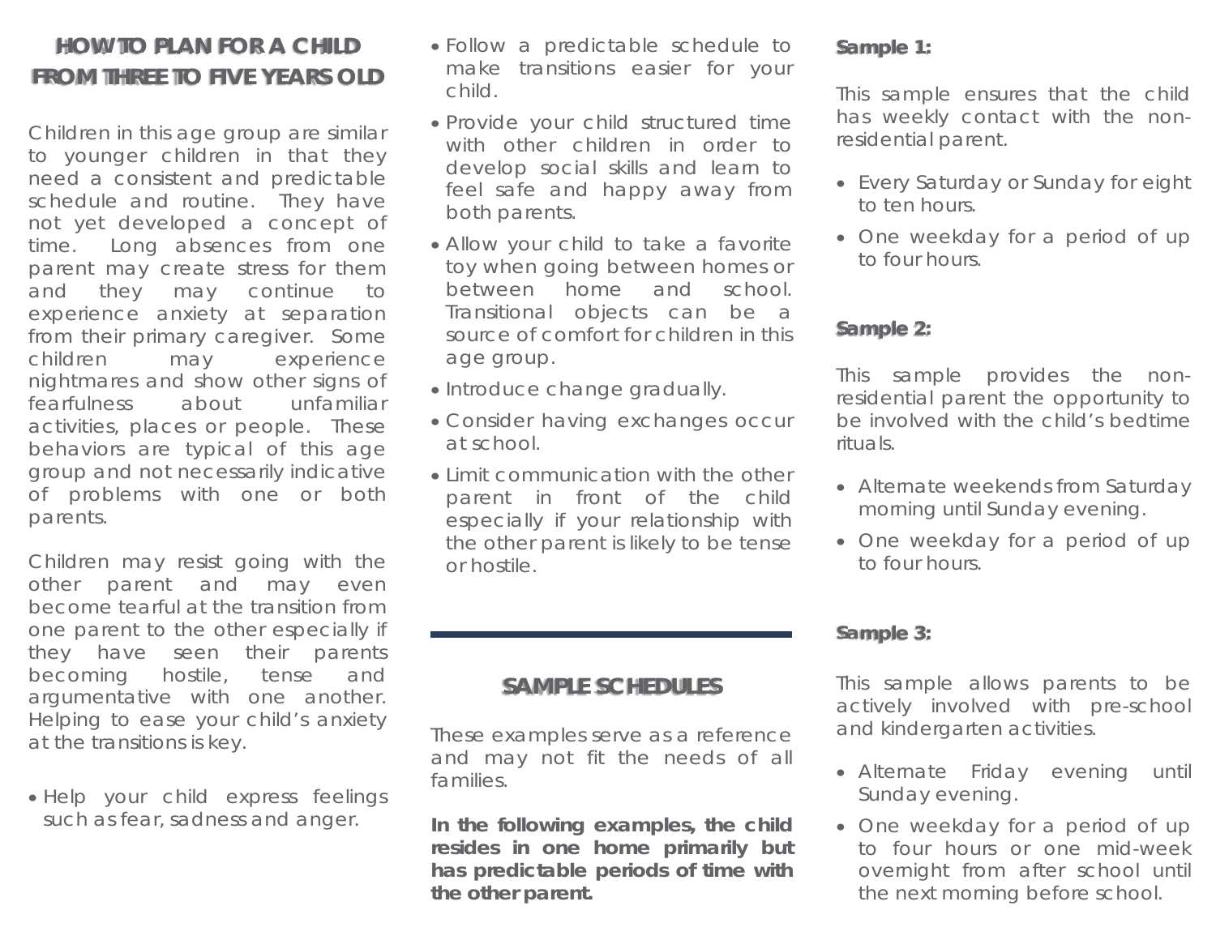## HOW TO PLAN FOR A CHILD FROM THREE TO FIVE YEARS OLD

Children in this age group are similar to younger children in that they need a consistent and predictable schedule and routine. They have not yet developed a concept of time. Long absences from one parent may create stress for them and they may continue to experience anxiety at separation from their primary caregiver. Some children may experience nightmares and show other signs of fearfulness about unfamiliar activities, places or people. These behaviors are typical of this age group and not necessarily indicative of problems with one or both parents.

Children may resist going with the other parent and may even become tearful at the transition from one parent to the other especially if they have seen their parents becoming hostile, tense and argumentative with one another. Helping to ease your child's anxiety at the transitions is key.

- Help your child express feelings such as fear, sadness and anger.
- Follow a predictable schedule to make transitions easier for your child.
- Provide your child structured time with other children in order to develop social skills and learn to feel safe and happy away from both parents.
- Allow your child to take a favorite toy when going between homes or between home and school. Transitional objects can be a source of comfort for children in this age group.
- Introduce change gradually.
- Consider having exchanges occur at school.
- Limit communication with the other parent in front of the child especially if your relationship with the other parent is likely to be tense or hostile.

## SAMPLE SCHEDULES

These examples serve as a reference and may not fit the needs of all families.

**In the following examples, the child resides in one home primarily but has predictable periods of time with the other parent.**

### Sample 1:

This sample ensures that the child has weekly contact with the non-residential parent.

- Every Saturday or Sunday for eight to ten hours.
- One weekday for a period of up to four hours.

### Sample 2:

This sample provides the non-residential parent the opportunity to be involved with the child's bedtime rituals.

- Alternate weekends from Saturday morning until Sunday evening.
- One weekday for a period of up to four hours.

### Sample 3:

This sample allows parents to be actively involved with pre-school and kindergarten activities.

- Alternate Friday evening until Sunday evening.
- One weekday for a period of up to four hours or one mid-week overnight from after school until the next morning before school.